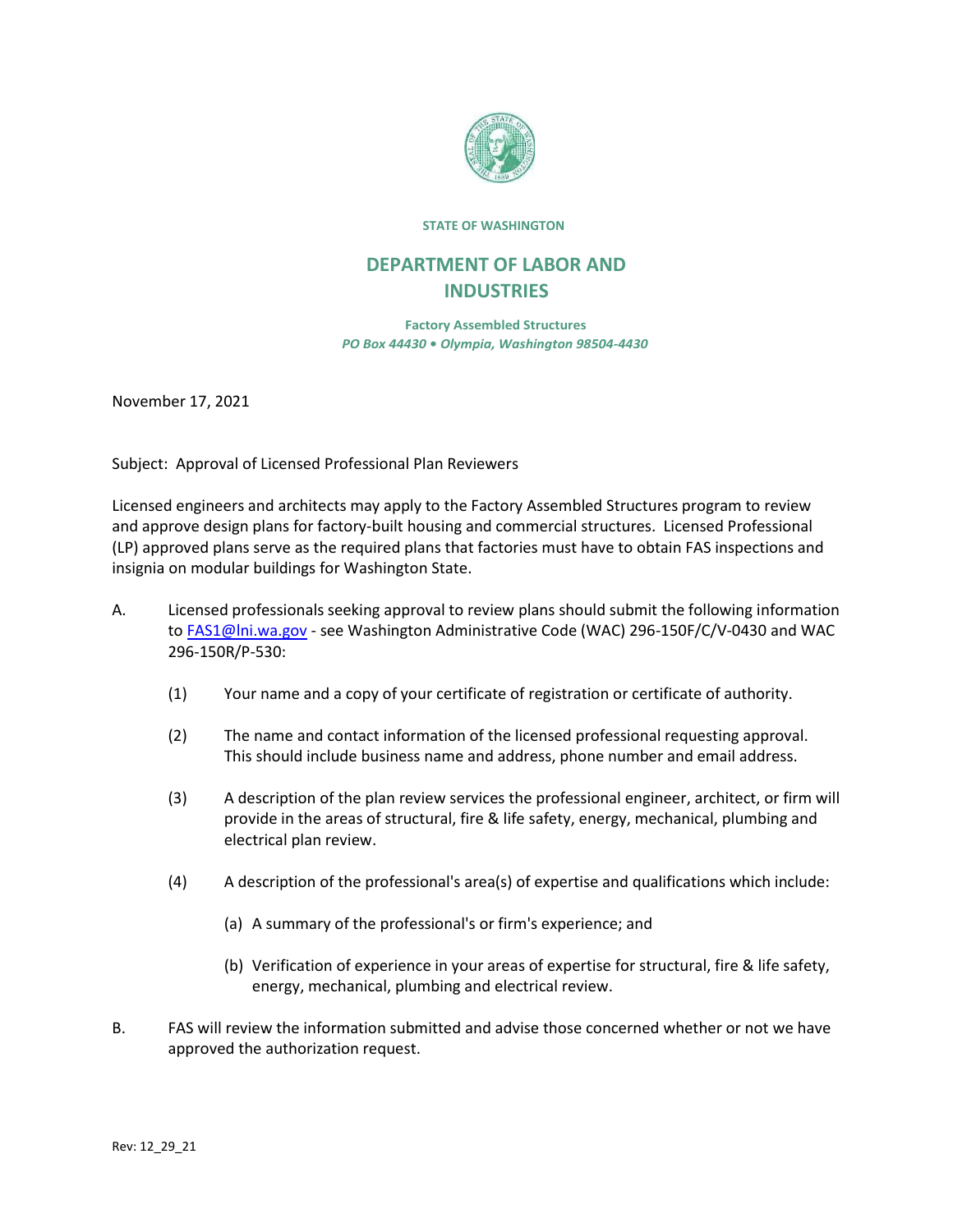STATE OF WASHINGTON

# DEPARTMENT OF LABOR AND INDUSTRIES

**Factory Assembled Structures**
*PO Box 44430 • Olympia, Washington 98504-4430*

November 17, 2021

Subject: Approval of Licensed Professional Plan Reviewers

Licensed engineers and architects may apply to the Factory Assembled Structures program to review and approve design plans for factory-built housing and commercial structures. Licensed Professional (LP) approved plans serve as the required plans that factories must have to obtain FAS inspections and insignia on modular buildings for Washington State.

A. Licensed professionals seeking approval to review plans should submit the following information to [FAS1@lni.wa.gov](mailto:FAS1@lni.wa.gov) - see Washington Administrative Code (WAC) 296-150F/C/V-0430 and WAC 296-150R/P-530:

   (1) Your name and a copy of your certificate of registration or certificate of authority.

   (2) The name and contact information of the licensed professional requesting approval. This should include business name and address, phone number and email address.

   (3) A description of the plan review services the professional engineer, architect, or firm will provide in the areas of structural, fire & life safety, energy, mechanical, plumbing and electrical plan review.

   (4) A description of the professional's area(s) of expertise and qualifications which include:

      (a) A summary of the professional's or firm's experience; and

      (b) Verification of experience in your areas of expertise for structural, fire & life safety, energy, mechanical, plumbing and electrical review.

B. FAS will review the information submitted and advise those concerned whether or not we have approved the authorization request.

Rev: 12_29_21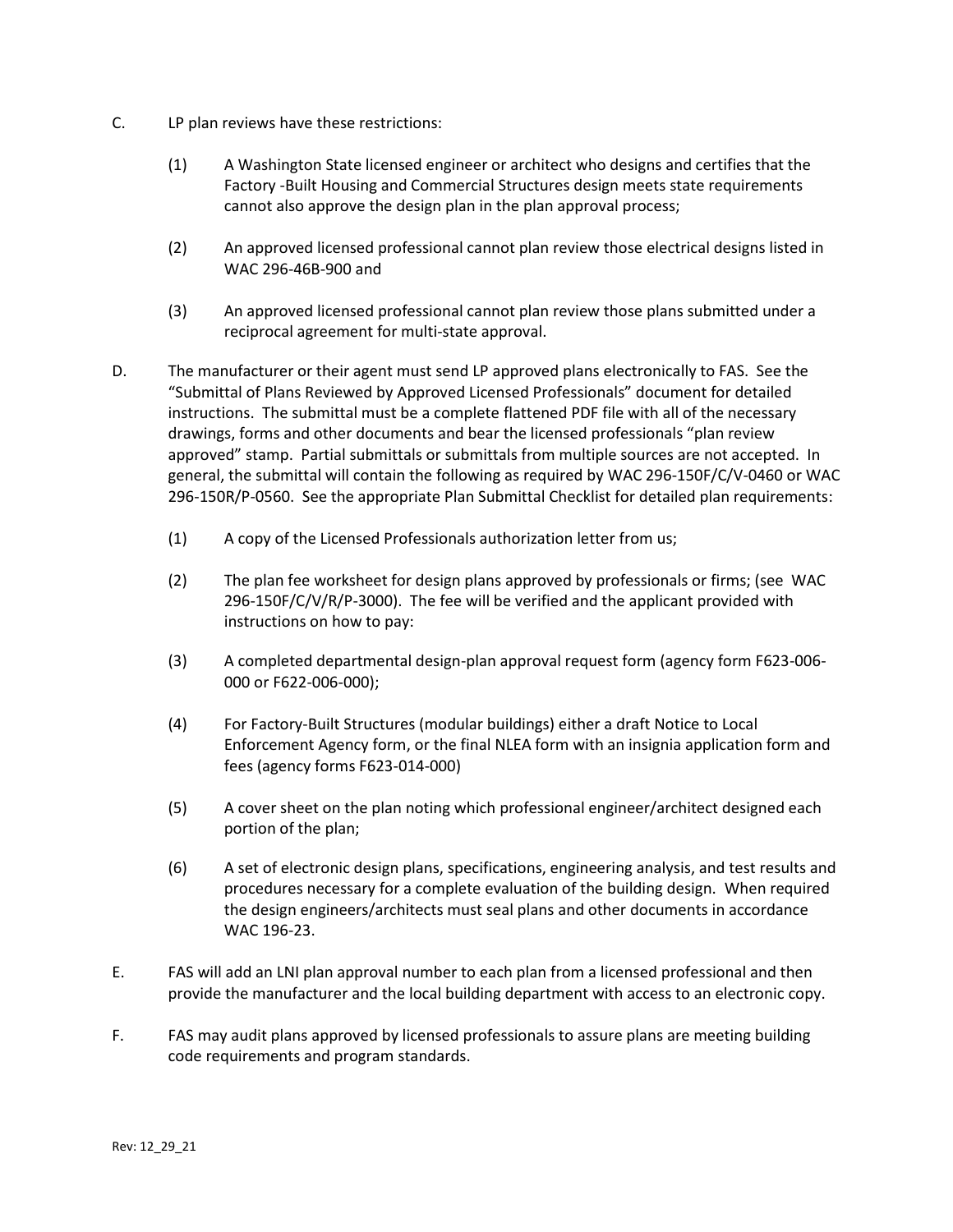C. LP plan reviews have these restrictions:

   (1) A Washington State licensed engineer or architect who designs and certifies that the Factory -Built Housing and Commercial Structures design meets state requirements cannot also approve the design plan in the plan approval process;

   (2) An approved licensed professional cannot plan review those electrical designs listed in WAC 296-46B-900 and

   (3) An approved licensed professional cannot plan review those plans submitted under a reciprocal agreement for multi-state approval.

D. The manufacturer or their agent must send LP approved plans electronically to FAS. See the "Submittal of Plans Reviewed by Approved Licensed Professionals" document for detailed instructions. The submittal must be a complete flattened PDF file with all of the necessary drawings, forms and other documents and bear the licensed professionals "plan review approved" stamp. Partial submittals or submittals from multiple sources are not accepted. In general, the submittal will contain the following as required by WAC 296-150F/C/V-0460 or WAC 296-150R/P-0560. See the appropriate Plan Submittal Checklist for detailed plan requirements:

   (1) A copy of the Licensed Professionals authorization letter from us;

   (2) The plan fee worksheet for design plans approved by professionals or firms; (see WAC 296-150F/C/V/R/P-3000). The fee will be verified and the applicant provided with instructions on how to pay:

   (3) A completed departmental design-plan approval request form (agency form F623-006-000 or F622-006-000);

   (4) For Factory-Built Structures (modular buildings) either a draft Notice to Local Enforcement Agency form, or the final NLEA form with an insignia application form and fees (agency forms F623-014-000)

   (5) A cover sheet on the plan noting which professional engineer/architect designed each portion of the plan;

   (6) A set of electronic design plans, specifications, engineering analysis, and test results and procedures necessary for a complete evaluation of the building design. When required the design engineers/architects must seal plans and other documents in accordance WAC 196-23.

E. FAS will add an LNI plan approval number to each plan from a licensed professional and then provide the manufacturer and the local building department with access to an electronic copy.

F. FAS may audit plans approved by licensed professionals to assure plans are meeting building code requirements and program standards.

Rev: 12_29_21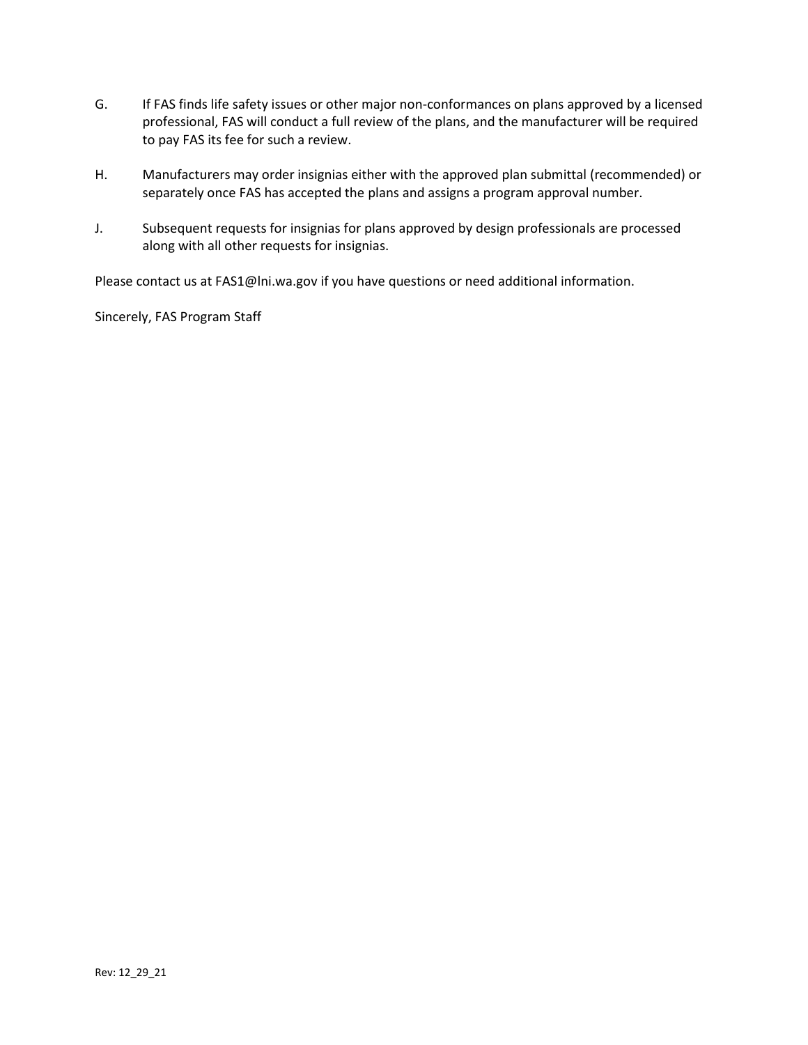G. If FAS finds life safety issues or other major non-conformances on plans approved by a licensed professional, FAS will conduct a full review of the plans, and the manufacturer will be required to pay FAS its fee for such a review.

H. Manufacturers may order insignias either with the approved plan submittal (recommended) or separately once FAS has accepted the plans and assigns a program approval number.

J. Subsequent requests for insignias for plans approved by design professionals are processed along with all other requests for insignias.

Please contact us at FAS1@lni.wa.gov if you have questions or need additional information.

Sincerely, FAS Program Staff

Rev: 12_29_21